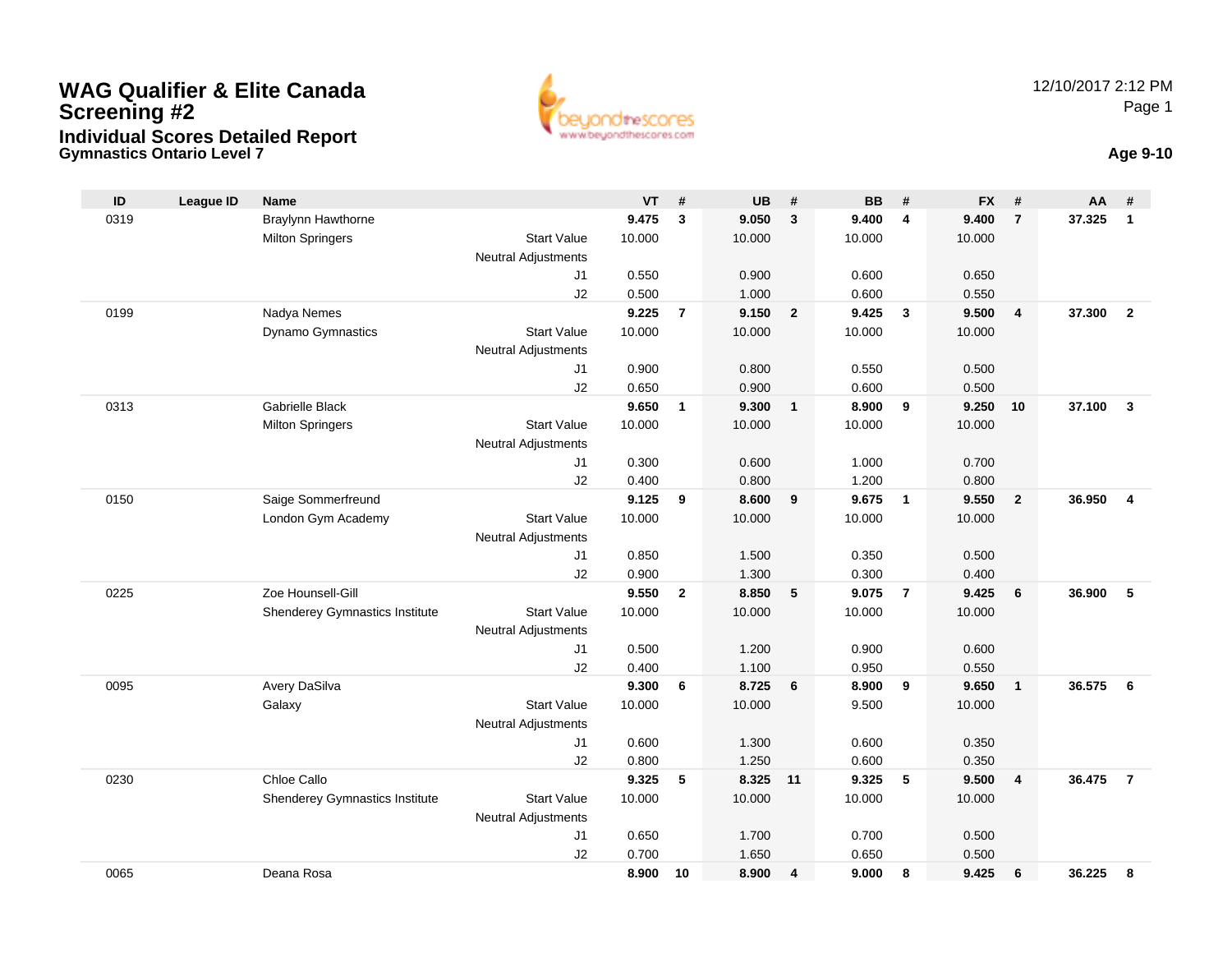# WAG Qualifier & Elite Canada Screening #2

## Individual Scores Detailed Report

**Gymnastics Ontario Level 7**

12/10/2017 2:12 PM

**Age 9-10**

| ID | League ID | Name | | VT | # | UB | # | BB | # | FX | # | AA | # |
|---|---|---|---|---|---|---|---|---|---|---|---|---|---|
| 0319 | | Braylynn Hawthorne | | **9.475** | **3** | **9.050** | **3** | **9.400** | **4** | **9.400** | **7** | **37.325** | **1** |
| | | Milton Springers | Start Value | 10.000 | | 10.000 | | 10.000 | | 10.000 | | | |
| | | | Neutral Adjustments | | | | | | | | | | |
| | | | J1 | 0.550 | | 0.900 | | 0.600 | | 0.650 | | | |
| | | | J2 | 0.500 | | 1.000 | | 0.600 | | 0.550 | | | |
| 0199 | | Nadya Nemes | | **9.225** | **7** | **9.150** | **2** | **9.425** | **3** | **9.500** | **4** | **37.300** | **2** |
| | | Dynamo Gymnastics | Start Value | 10.000 | | 10.000 | | 10.000 | | 10.000 | | | |
| | | | Neutral Adjustments | | | | | | | | | | |
| | | | J1 | 0.900 | | 0.800 | | 0.550 | | 0.500 | | | |
| | | | J2 | 0.650 | | 0.900 | | 0.600 | | 0.500 | | | |
| 0313 | | Gabrielle Black | | **9.650** | **1** | **9.300** | **1** | **8.900** | **9** | **9.250** | **10** | **37.100** | **3** |
| | | Milton Springers | Start Value | 10.000 | | 10.000 | | 10.000 | | 10.000 | | | |
| | | | Neutral Adjustments | | | | | | | | | | |
| | | | J1 | 0.300 | | 0.600 | | 1.000 | | 0.700 | | | |
| | | | J2 | 0.400 | | 0.800 | | 1.200 | | 0.800 | | | |
| 0150 | | Saige Sommerfreund | | **9.125** | **9** | **8.600** | **9** | **9.675** | **1** | **9.550** | **2** | **36.950** | **4** |
| | | London Gym Academy | Start Value | 10.000 | | 10.000 | | 10.000 | | 10.000 | | | |
| | | | Neutral Adjustments | | | | | | | | | | |
| | | | J1 | 0.850 | | 1.500 | | 0.350 | | 0.500 | | | |
| | | | J2 | 0.900 | | 1.300 | | 0.300 | | 0.400 | | | |
| 0225 | | Zoe Hounsell-Gill | | **9.550** | **2** | **8.850** | **5** | **9.075** | **7** | **9.425** | **6** | **36.900** | **5** |
| | | Shenderey Gymnastics Institute | Start Value | 10.000 | | 10.000 | | 10.000 | | 10.000 | | | |
| | | | Neutral Adjustments | | | | | | | | | | |
| | | | J1 | 0.500 | | 1.200 | | 0.900 | | 0.600 | | | |
| | | | J2 | 0.400 | | 1.100 | | 0.950 | | 0.550 | | | |
| 0095 | | Avery DaSilva | | **9.300** | **6** | **8.725** | **6** | **8.900** | **9** | **9.650** | **1** | **36.575** | **6** |
| | | Galaxy | Start Value | 10.000 | | 10.000 | | 9.500 | | 10.000 | | | |
| | | | Neutral Adjustments | | | | | | | | | | |
| | | | J1 | 0.600 | | 1.300 | | 0.600 | | 0.350 | | | |
| | | | J2 | 0.800 | | 1.250 | | 0.600 | | 0.350 | | | |
| 0230 | | Chloe Callo | | **9.325** | **5** | **8.325** | **11** | **9.325** | **5** | **9.500** | **4** | **36.475** | **7** |
| | | Shenderey Gymnastics Institute | Start Value | 10.000 | | 10.000 | | 10.000 | | 10.000 | | | |
| | | | Neutral Adjustments | | | | | | | | | | |
| | | | J1 | 0.650 | | 1.700 | | 0.700 | | 0.500 | | | |
| | | | J2 | 0.700 | | 1.650 | | 0.650 | | 0.500 | | | |
| 0065 | | Deana Rosa | | **8.900** | **10** | **8.900** | **4** | **9.000** | **8** | **9.425** | **6** | **36.225** | **8** |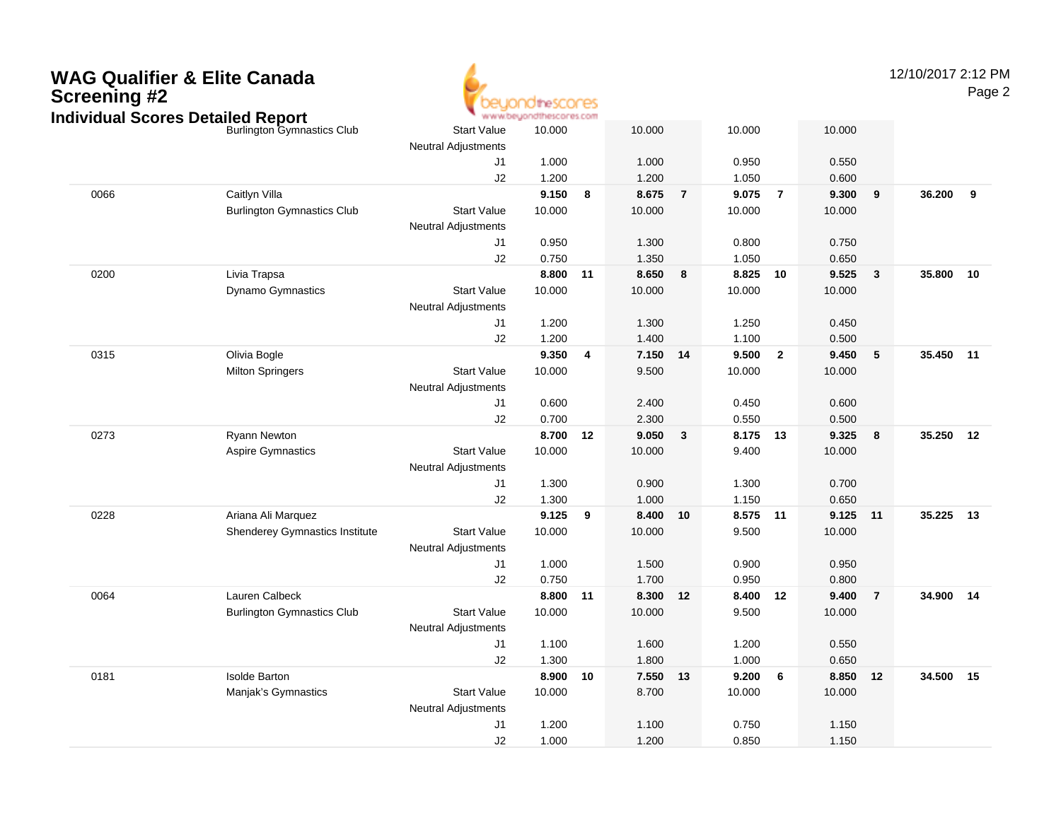# WAG Qualifier & Elite Canada Screening #2

## Individual Scores Detailed Report

12/10/2017 2:12 PM

| # | Name / Club | | Vault | Rank | Bars | Rank | Beam | Rank | Floor | Rank | AA | Rank |
|---|---|---|---|---|---|---|---|---|---|---|---|---|
| | Burlington Gymnastics Club | Start Value | 10.000 | | 10.000 | | 10.000 | | 10.000 | | | |
| | | Neutral Adjustments | | | | | | | | | | |
| | | J1 | 1.000 | | 1.000 | | 0.950 | | 0.550 | | | |
| | | J2 | 1.200 | | 1.200 | | 1.050 | | 0.600 | | | |
| 0066 | Caitlyn Villa | | **9.150** | **8** | **8.675** | **7** | **9.075** | **7** | **9.300** | **9** | **36.200** | **9** |
| | Burlington Gymnastics Club | Start Value | 10.000 | | 10.000 | | 10.000 | | 10.000 | | | |
| | | Neutral Adjustments | | | | | | | | | | |
| | | J1 | 0.950 | | 1.300 | | 0.800 | | 0.750 | | | |
| | | J2 | 0.750 | | 1.350 | | 1.050 | | 0.650 | | | |
| 0200 | Livia Trapsa | | **8.800** | **11** | **8.650** | **8** | **8.825** | **10** | **9.525** | **3** | **35.800** | **10** |
| | Dynamo Gymnastics | Start Value | 10.000 | | 10.000 | | 10.000 | | 10.000 | | | |
| | | Neutral Adjustments | | | | | | | | | | |
| | | J1 | 1.200 | | 1.300 | | 1.250 | | 0.450 | | | |
| | | J2 | 1.200 | | 1.400 | | 1.100 | | 0.500 | | | |
| 0315 | Olivia Bogle | | **9.350** | **4** | **7.150** | **14** | **9.500** | **2** | **9.450** | **5** | **35.450** | **11** |
| | Milton Springers | Start Value | 10.000 | | 9.500 | | 10.000 | | 10.000 | | | |
| | | Neutral Adjustments | | | | | | | | | | |
| | | J1 | 0.600 | | 2.400 | | 0.450 | | 0.600 | | | |
| | | J2 | 0.700 | | 2.300 | | 0.550 | | 0.500 | | | |
| 0273 | Ryann Newton | | **8.700** | **12** | **9.050** | **3** | **8.175** | **13** | **9.325** | **8** | **35.250** | **12** |
| | Aspire Gymnastics | Start Value | 10.000 | | 10.000 | | 9.400 | | 10.000 | | | |
| | | Neutral Adjustments | | | | | | | | | | |
| | | J1 | 1.300 | | 0.900 | | 1.300 | | 0.700 | | | |
| | | J2 | 1.300 | | 1.000 | | 1.150 | | 0.650 | | | |
| 0228 | Ariana Ali Marquez | | **9.125** | **9** | **8.400** | **10** | **8.575** | **11** | **9.125** | **11** | **35.225** | **13** |
| | Shenderey Gymnastics Institute | Start Value | 10.000 | | 10.000 | | 9.500 | | 10.000 | | | |
| | | Neutral Adjustments | | | | | | | | | | |
| | | J1 | 1.000 | | 1.500 | | 0.900 | | 0.950 | | | |
| | | J2 | 0.750 | | 1.700 | | 0.950 | | 0.800 | | | |
| 0064 | Lauren Calbeck | | **8.800** | **11** | **8.300** | **12** | **8.400** | **12** | **9.400** | **7** | **34.900** | **14** |
| | Burlington Gymnastics Club | Start Value | 10.000 | | 10.000 | | 9.500 | | 10.000 | | | |
| | | Neutral Adjustments | | | | | | | | | | |
| | | J1 | 1.100 | | 1.600 | | 1.200 | | 0.550 | | | |
| | | J2 | 1.300 | | 1.800 | | 1.000 | | 0.650 | | | |
| 0181 | Isolde Barton | | **8.900** | **10** | **7.550** | **13** | **9.200** | **6** | **8.850** | **12** | **34.500** | **15** |
| | Manjak's Gymnastics | Start Value | 10.000 | | 8.700 | | 10.000 | | 10.000 | | | |
| | | Neutral Adjustments | | | | | | | | | | |
| | | J1 | 1.200 | | 1.100 | | 0.750 | | 1.150 | | | |
| | | J2 | 1.000 | | 1.200 | | 0.850 | | 1.150 | | | |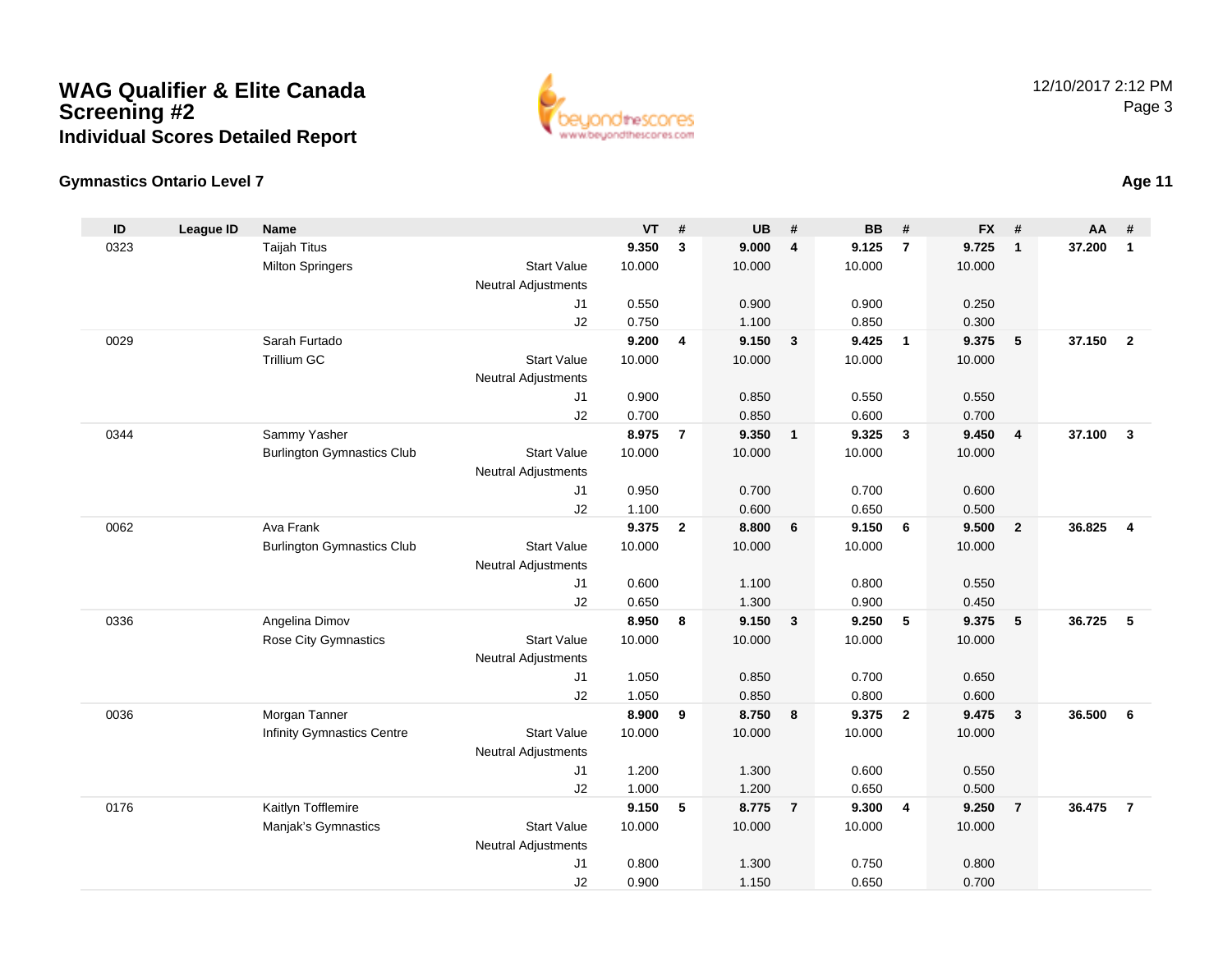# WAG Qualifier & Elite Canada Screening #2

## Individual Scores Detailed Report

12/10/2017 2:12 PM

### Gymnastics Ontario Level 7

**Age 11**

| ID | League ID | Name | | VT | # | UB | # | BB | # | FX | # | AA | # |
|---|---|---|---|---|---|---|---|---|---|---|---|---|---|
| 0323 | | Taijah Titus | | **9.350** | **3** | **9.000** | **4** | **9.125** | **7** | **9.725** | **1** | **37.200** | **1** |
| | | Milton Springers | Start Value | 10.000 | | 10.000 | | 10.000 | | 10.000 | | | |
| | | | Neutral Adjustments | | | | | | | | | | |
| | | | J1 | 0.550 | | 0.900 | | 0.900 | | 0.250 | | | |
| | | | J2 | 0.750 | | 1.100 | | 0.850 | | 0.300 | | | |
| 0029 | | Sarah Furtado | | **9.200** | **4** | **9.150** | **3** | **9.425** | **1** | **9.375** | **5** | **37.150** | **2** |
| | | Trillium GC | Start Value | 10.000 | | 10.000 | | 10.000 | | 10.000 | | | |
| | | | Neutral Adjustments | | | | | | | | | | |
| | | | J1 | 0.900 | | 0.850 | | 0.550 | | 0.550 | | | |
| | | | J2 | 0.700 | | 0.850 | | 0.600 | | 0.700 | | | |
| 0344 | | Sammy Yasher | | **8.975** | **7** | **9.350** | **1** | **9.325** | **3** | **9.450** | **4** | **37.100** | **3** |
| | | Burlington Gymnastics Club | Start Value | 10.000 | | 10.000 | | 10.000 | | 10.000 | | | |
| | | | Neutral Adjustments | | | | | | | | | | |
| | | | J1 | 0.950 | | 0.700 | | 0.700 | | 0.600 | | | |
| | | | J2 | 1.100 | | 0.600 | | 0.650 | | 0.500 | | | |
| 0062 | | Ava Frank | | **9.375** | **2** | **8.800** | **6** | **9.150** | **6** | **9.500** | **2** | **36.825** | **4** |
| | | Burlington Gymnastics Club | Start Value | 10.000 | | 10.000 | | 10.000 | | 10.000 | | | |
| | | | Neutral Adjustments | | | | | | | | | | |
| | | | J1 | 0.600 | | 1.100 | | 0.800 | | 0.550 | | | |
| | | | J2 | 0.650 | | 1.300 | | 0.900 | | 0.450 | | | |
| 0336 | | Angelina Dimov | | **8.950** | **8** | **9.150** | **3** | **9.250** | **5** | **9.375** | **5** | **36.725** | **5** |
| | | Rose City Gymnastics | Start Value | 10.000 | | 10.000 | | 10.000 | | 10.000 | | | |
| | | | Neutral Adjustments | | | | | | | | | | |
| | | | J1 | 1.050 | | 0.850 | | 0.700 | | 0.650 | | | |
| | | | J2 | 1.050 | | 0.850 | | 0.800 | | 0.600 | | | |
| 0036 | | Morgan Tanner | | **8.900** | **9** | **8.750** | **8** | **9.375** | **2** | **9.475** | **3** | **36.500** | **6** |
| | | Infinity Gymnastics Centre | Start Value | 10.000 | | 10.000 | | 10.000 | | 10.000 | | | |
| | | | Neutral Adjustments | | | | | | | | | | |
| | | | J1 | 1.200 | | 1.300 | | 0.600 | | 0.550 | | | |
| | | | J2 | 1.000 | | 1.200 | | 0.650 | | 0.500 | | | |
| 0176 | | Kaitlyn Tofflemire | | **9.150** | **5** | **8.775** | **7** | **9.300** | **4** | **9.250** | **7** | **36.475** | **7** |
| | | Manjak's Gymnastics | Start Value | 10.000 | | 10.000 | | 10.000 | | 10.000 | | | |
| | | | Neutral Adjustments | | | | | | | | | | |
| | | | J1 | 0.800 | | 1.300 | | 0.750 | | 0.800 | | | |
| | | | J2 | 0.900 | | 1.150 | | 0.650 | | 0.700 | | | |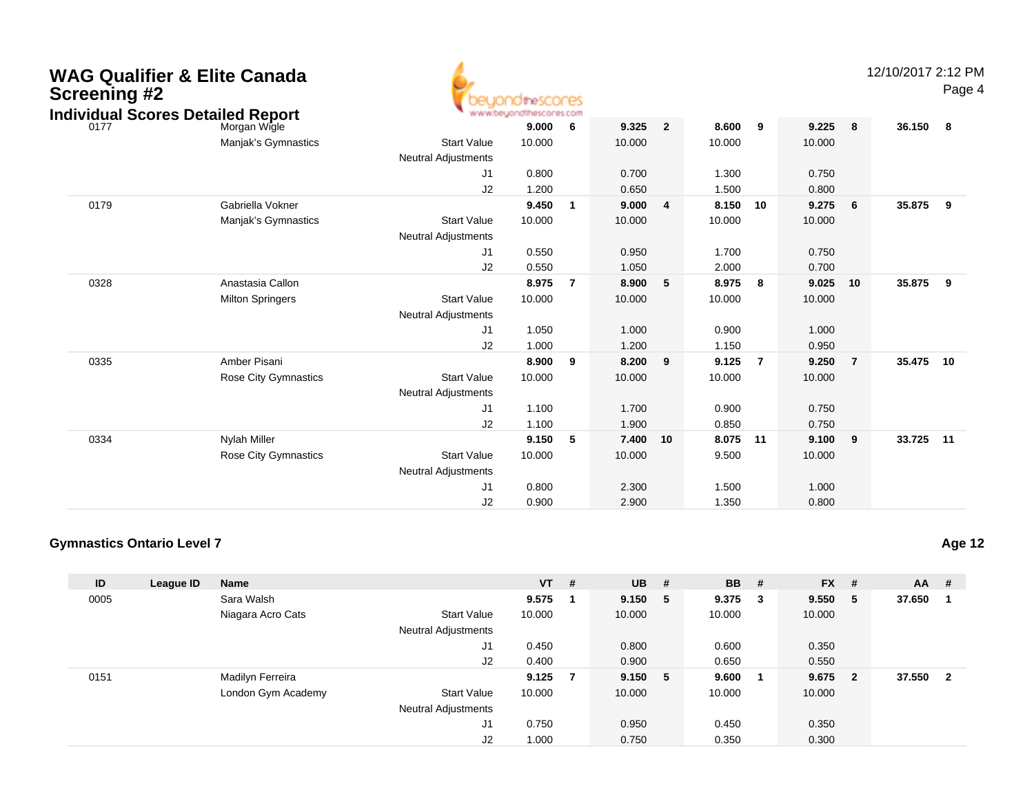| ID | League ID | Name | | VT | # | UB | # | BB | # | FX | # | AA | # |
|---|---|---|---|---|---|---|---|---|---|---|---|---|---|
| 0177 | | Morgan Wigle | | **9.000** | **6** | **9.325** | **2** | **8.600** | **9** | **9.225** | **8** | **36.150** | **8** |
| | | Manjak's Gymnastics | Start Value | 10.000 | | 10.000 | | 10.000 | | 10.000 | | | |
| | | | Neutral Adjustments | | | | | | | | | | |
| | | | J1 | 0.800 | | 0.700 | | 1.300 | | 0.750 | | | |
| | | | J2 | 1.200 | | 0.650 | | 1.500 | | 0.800 | | | |
| 0179 | | Gabriella Vokner | | **9.450** | **1** | **9.000** | **4** | **8.150** | **10** | **9.275** | **6** | **35.875** | **9** |
| | | Manjak's Gymnastics | Start Value | 10.000 | | 10.000 | | 10.000 | | 10.000 | | | |
| | | | Neutral Adjustments | | | | | | | | | | |
| | | | J1 | 0.550 | | 0.950 | | 1.700 | | 0.750 | | | |
| | | | J2 | 0.550 | | 1.050 | | 2.000 | | 0.700 | | | |
| 0328 | | Anastasia Callon | | **8.975** | **7** | **8.900** | **5** | **8.975** | **8** | **9.025** | **10** | **35.875** | **9** |
| | | Milton Springers | Start Value | 10.000 | | 10.000 | | 10.000 | | 10.000 | | | |
| | | | Neutral Adjustments | | | | | | | | | | |
| | | | J1 | 1.050 | | 1.000 | | 0.900 | | 1.000 | | | |
| | | | J2 | 1.000 | | 1.200 | | 1.150 | | 0.950 | | | |
| 0335 | | Amber Pisani | | **8.900** | **9** | **8.200** | **9** | **9.125** | **7** | **9.250** | **7** | **35.475** | **10** |
| | | Rose City Gymnastics | Start Value | 10.000 | | 10.000 | | 10.000 | | 10.000 | | | |
| | | | Neutral Adjustments | | | | | | | | | | |
| | | | J1 | 1.100 | | 1.700 | | 0.900 | | 0.750 | | | |
| | | | J2 | 1.100 | | 1.900 | | 0.850 | | 0.750 | | | |
| 0334 | | Nylah Miller | | **9.150** | **5** | **7.400** | **10** | **8.075** | **11** | **9.100** | **9** | **33.725** | **11** |
| | | Rose City Gymnastics | Start Value | 10.000 | | 10.000 | | 9.500 | | 10.000 | | | |
| | | | Neutral Adjustments | | | | | | | | | | |
| | | | J1 | 0.800 | | 2.300 | | 1.500 | | 1.000 | | | |
| | | | J2 | 0.900 | | 2.900 | | 1.350 | | 0.800 | | | |

### Gymnastics Ontario Level 7

**Age 12**

| ID | League ID | Name | | VT | # | UB | # | BB | # | FX | # | AA | # |
|---|---|---|---|---|---|---|---|---|---|---|---|---|---|
| 0005 | | Sara Walsh | | **9.575** | **1** | **9.150** | **5** | **9.375** | **3** | **9.550** | **5** | **37.650** | **1** |
| | | Niagara Acro Cats | Start Value | 10.000 | | 10.000 | | 10.000 | | 10.000 | | | |
| | | | Neutral Adjustments | | | | | | | | | | |
| | | | J1 | 0.450 | | 0.800 | | 0.600 | | 0.350 | | | |
| | | | J2 | 0.400 | | 0.900 | | 0.650 | | 0.550 | | | |
| 0151 | | Madilyn Ferreira | | **9.125** | **7** | **9.150** | **5** | **9.600** | **1** | **9.675** | **2** | **37.550** | **2** |
| | | London Gym Academy | Start Value | 10.000 | | 10.000 | | 10.000 | | 10.000 | | | |
| | | | Neutral Adjustments | | | | | | | | | | |
| | | | J1 | 0.750 | | 0.950 | | 0.450 | | 0.350 | | | |
| | | | J2 | 1.000 | | 0.750 | | 0.350 | | 0.300 | | | |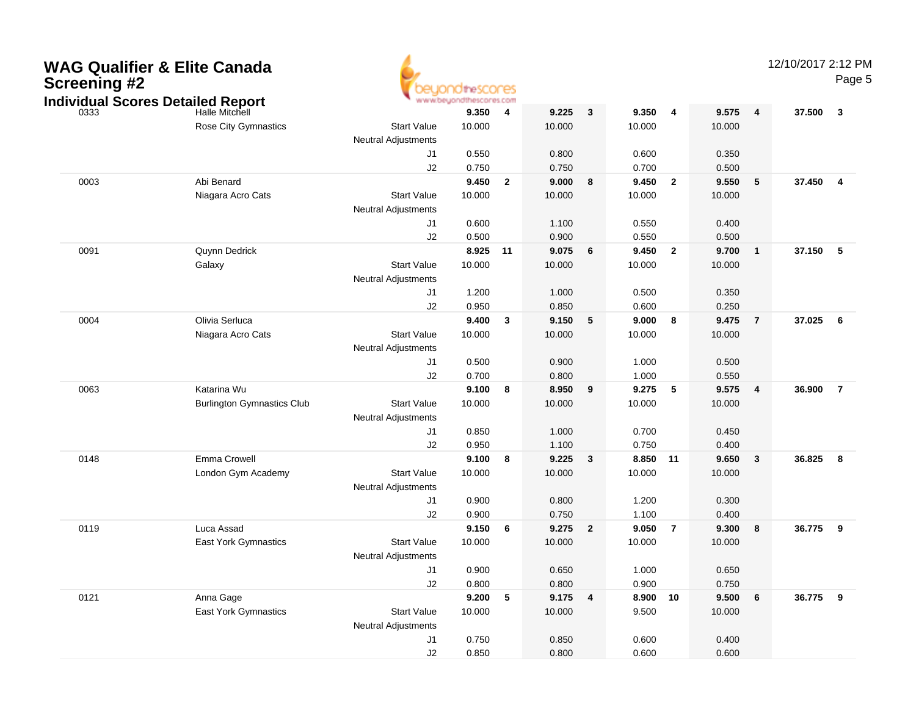# WAG Qualifier & Elite Canada Screening #2

## Individual Scores Detailed Report

| # | Name / Club | | Vault | Rank | Bars | Rank | Beam | Rank | Floor | Rank | AA | Rank |
|---|---|---|---|---|---|---|---|---|---|---|---|---|
| 0333 | Halle Mitchell | | **9.350** | **4** | **9.225** | **3** | **9.350** | **4** | **9.575** | **4** | **37.500** | **3** |
| | Rose City Gymnastics | Start Value | 10.000 | | 10.000 | | 10.000 | | 10.000 | | | |
| | | Neutral Adjustments | | | | | | | | | | |
| | | J1 | 0.550 | | 0.800 | | 0.600 | | 0.350 | | | |
| | | J2 | 0.750 | | 0.750 | | 0.700 | | 0.500 | | | |
| 0003 | Abi Benard | | **9.450** | **2** | **9.000** | **8** | **9.450** | **2** | **9.550** | **5** | **37.450** | **4** |
| | Niagara Acro Cats | Start Value | 10.000 | | 10.000 | | 10.000 | | 10.000 | | | |
| | | Neutral Adjustments | | | | | | | | | | |
| | | J1 | 0.600 | | 1.100 | | 0.550 | | 0.400 | | | |
| | | J2 | 0.500 | | 0.900 | | 0.550 | | 0.500 | | | |
| 0091 | Quynn Dedrick | | **8.925** | **11** | **9.075** | **6** | **9.450** | **2** | **9.700** | **1** | **37.150** | **5** |
| | Galaxy | Start Value | 10.000 | | 10.000 | | 10.000 | | 10.000 | | | |
| | | Neutral Adjustments | | | | | | | | | | |
| | | J1 | 1.200 | | 1.000 | | 0.500 | | 0.350 | | | |
| | | J2 | 0.950 | | 0.850 | | 0.600 | | 0.250 | | | |
| 0004 | Olivia Serluca | | **9.400** | **3** | **9.150** | **5** | **9.000** | **8** | **9.475** | **7** | **37.025** | **6** |
| | Niagara Acro Cats | Start Value | 10.000 | | 10.000 | | 10.000 | | 10.000 | | | |
| | | Neutral Adjustments | | | | | | | | | | |
| | | J1 | 0.500 | | 0.900 | | 1.000 | | 0.500 | | | |
| | | J2 | 0.700 | | 0.800 | | 1.000 | | 0.550 | | | |
| 0063 | Katarina Wu | | **9.100** | **8** | **8.950** | **9** | **9.275** | **5** | **9.575** | **4** | **36.900** | **7** |
| | Burlington Gymnastics Club | Start Value | 10.000 | | 10.000 | | 10.000 | | 10.000 | | | |
| | | Neutral Adjustments | | | | | | | | | | |
| | | J1 | 0.850 | | 1.000 | | 0.700 | | 0.450 | | | |
| | | J2 | 0.950 | | 1.100 | | 0.750 | | 0.400 | | | |
| 0148 | Emma Crowell | | **9.100** | **8** | **9.225** | **3** | **8.850** | **11** | **9.650** | **3** | **36.825** | **8** |
| | London Gym Academy | Start Value | 10.000 | | 10.000 | | 10.000 | | 10.000 | | | |
| | | Neutral Adjustments | | | | | | | | | | |
| | | J1 | 0.900 | | 0.800 | | 1.200 | | 0.300 | | | |
| | | J2 | 0.900 | | 0.750 | | 1.100 | | 0.400 | | | |
| 0119 | Luca Assad | | **9.150** | **6** | **9.275** | **2** | **9.050** | **7** | **9.300** | **8** | **36.775** | **9** |
| | East York Gymnastics | Start Value | 10.000 | | 10.000 | | 10.000 | | 10.000 | | | |
| | | Neutral Adjustments | | | | | | | | | | |
| | | J1 | 0.900 | | 0.650 | | 1.000 | | 0.650 | | | |
| | | J2 | 0.800 | | 0.800 | | 0.900 | | 0.750 | | | |
| 0121 | Anna Gage | | **9.200** | **5** | **9.175** | **4** | **8.900** | **10** | **9.500** | **6** | **36.775** | **9** |
| | East York Gymnastics | Start Value | 10.000 | | 10.000 | | 9.500 | | 10.000 | | | |
| | | Neutral Adjustments | | | | | | | | | | |
| | | J1 | 0.750 | | 0.850 | | 0.600 | | 0.400 | | | |
| | | J2 | 0.850 | | 0.800 | | 0.600 | | 0.600 | | | |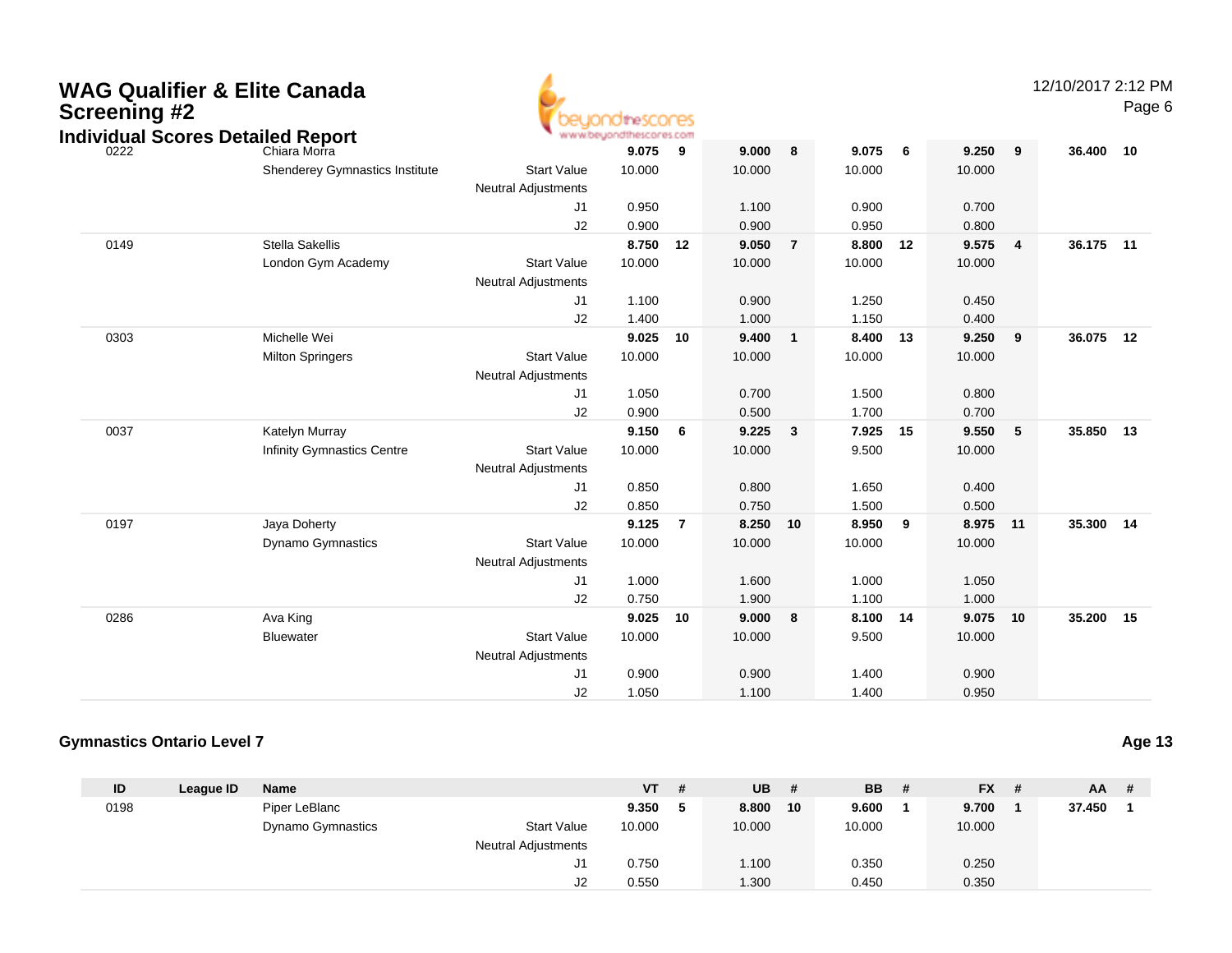| ID | League ID | Name | | VT | # | UB | # | BB | # | FX | # | AA | # |
|---|---|---|---|---|---|---|---|---|---|---|---|---|---|
| 0222 | | Chiara Morra | | 9.075 | 9 | 9.000 | 8 | 9.075 | 6 | 9.250 | 9 | 36.400 | 10 |
| | | Shenderey Gymnastics Institute | Start Value | 10.000 | | 10.000 | | 10.000 | | 10.000 | | | |
| | | | Neutral Adjustments | | | | | | | | | | |
| | | | J1 | 0.950 | | 1.100 | | 0.900 | | 0.700 | | | |
| | | | J2 | 0.900 | | 0.900 | | 0.950 | | 0.800 | | | |
| 0149 | | Stella Sakellis | | 8.750 | 12 | 9.050 | 7 | 8.800 | 12 | 9.575 | 4 | 36.175 | 11 |
| | | London Gym Academy | Start Value | 10.000 | | 10.000 | | 10.000 | | 10.000 | | | |
| | | | Neutral Adjustments | | | | | | | | | | |
| | | | J1 | 1.100 | | 0.900 | | 1.250 | | 0.450 | | | |
| | | | J2 | 1.400 | | 1.000 | | 1.150 | | 0.400 | | | |
| 0303 | | Michelle Wei | | 9.025 | 10 | 9.400 | 1 | 8.400 | 13 | 9.250 | 9 | 36.075 | 12 |
| | | Milton Springers | Start Value | 10.000 | | 10.000 | | 10.000 | | 10.000 | | | |
| | | | Neutral Adjustments | | | | | | | | | | |
| | | | J1 | 1.050 | | 0.700 | | 1.500 | | 0.800 | | | |
| | | | J2 | 0.900 | | 0.500 | | 1.700 | | 0.700 | | | |
| 0037 | | Katelyn Murray | | 9.150 | 6 | 9.225 | 3 | 7.925 | 15 | 9.550 | 5 | 35.850 | 13 |
| | | Infinity Gymnastics Centre | Start Value | 10.000 | | 10.000 | | 9.500 | | 10.000 | | | |
| | | | Neutral Adjustments | | | | | | | | | | |
| | | | J1 | 0.850 | | 0.800 | | 1.650 | | 0.400 | | | |
| | | | J2 | 0.850 | | 0.750 | | 1.500 | | 0.500 | | | |
| 0197 | | Jaya Doherty | | 9.125 | 7 | 8.250 | 10 | 8.950 | 9 | 8.975 | 11 | 35.300 | 14 |
| | | Dynamo Gymnastics | Start Value | 10.000 | | 10.000 | | 10.000 | | 10.000 | | | |
| | | | Neutral Adjustments | | | | | | | | | | |
| | | | J1 | 1.000 | | 1.600 | | 1.000 | | 1.050 | | | |
| | | | J2 | 0.750 | | 1.900 | | 1.100 | | 1.000 | | | |
| 0286 | | Ava King | | 9.025 | 10 | 9.000 | 8 | 8.100 | 14 | 9.075 | 10 | 35.200 | 15 |
| | | Bluewater | Start Value | 10.000 | | 10.000 | | 9.500 | | 10.000 | | | |
| | | | Neutral Adjustments | | | | | | | | | | |
| | | | J1 | 0.900 | | 0.900 | | 1.400 | | 0.900 | | | |
| | | | J2 | 1.050 | | 1.100 | | 1.400 | | 0.950 | | | |

### Gymnastics Ontario Level 7

**Age 13**

| ID | League ID | Name | | VT | # | UB | # | BB | # | FX | # | AA | # |
|---|---|---|---|---|---|---|---|---|---|---|---|---|---|
| 0198 | | Piper LeBlanc | | 9.350 | 5 | 8.800 | 10 | 9.600 | 1 | 9.700 | 1 | 37.450 | 1 |
| | | Dynamo Gymnastics | Start Value | 10.000 | | 10.000 | | 10.000 | | 10.000 | | | |
| | | | Neutral Adjustments | | | | | | | | | | |
| | | | J1 | 0.750 | | 1.100 | | 0.350 | | 0.250 | | | |
| | | | J2 | 0.550 | | 1.300 | | 0.450 | | 0.350 | | | |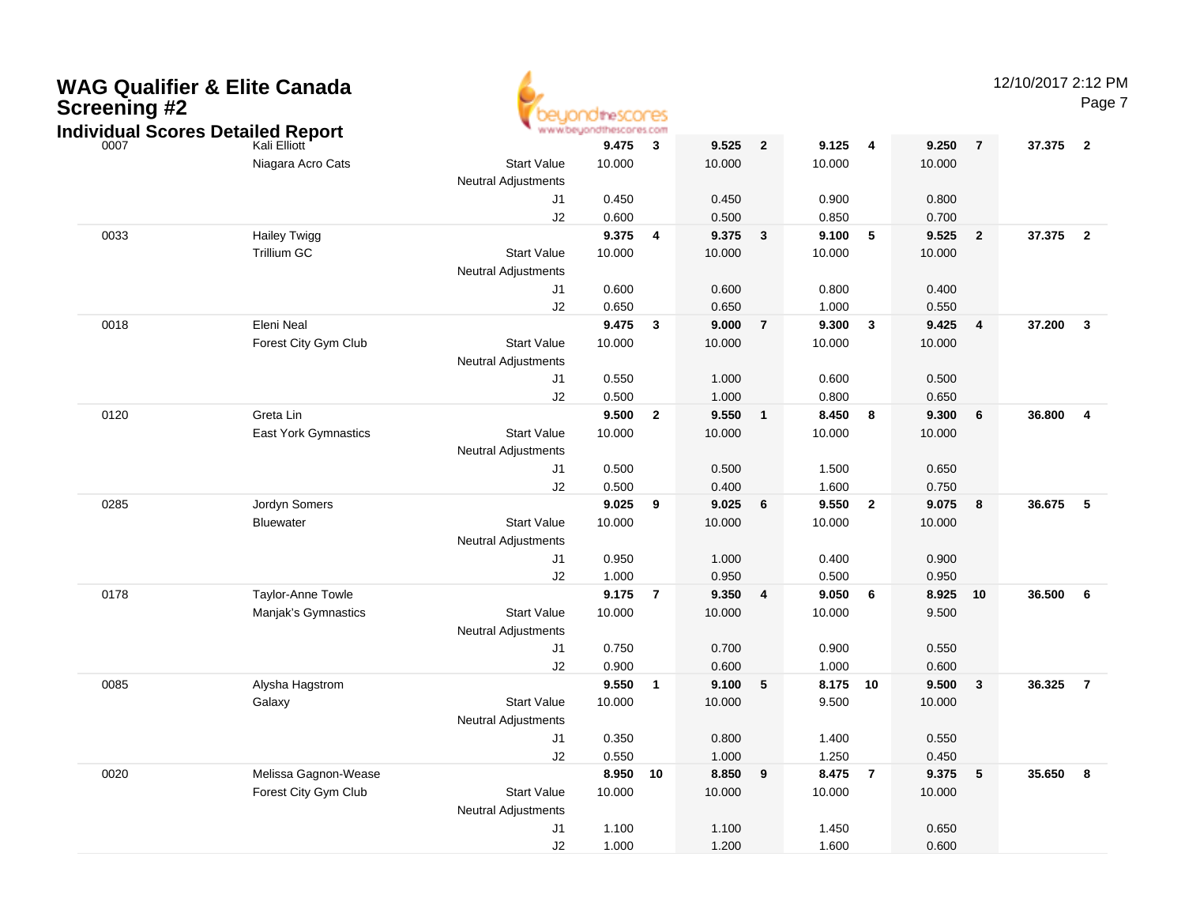# WAG Qualifier & Elite Canada Screening #2

## Individual Scores Detailed Report

12/10/2017 2:12 PM

| # | Name / Club | | Vault | Rank | Bars | Rank | Beam | Rank | Floor | Rank | AA | Rank |
|---|---|---|---|---|---|---|---|---|---|---|---|---|
| 0007 | Kali Elliott | | 9.475 | 3 | 9.525 | 2 | 9.125 | 4 | 9.250 | 7 | 37.375 | 2 |
| | Niagara Acro Cats | Start Value | 10.000 | | 10.000 | | 10.000 | | 10.000 | | | |
| | | Neutral Adjustments | | | | | | | | | | |
| | | J1 | 0.450 | | 0.450 | | 0.900 | | 0.800 | | | |
| | | J2 | 0.600 | | 0.500 | | 0.850 | | 0.700 | | | |
| 0033 | Hailey Twigg | | 9.375 | 4 | 9.375 | 3 | 9.100 | 5 | 9.525 | 2 | 37.375 | 2 |
| | Trillium GC | Start Value | 10.000 | | 10.000 | | 10.000 | | 10.000 | | | |
| | | Neutral Adjustments | | | | | | | | | | |
| | | J1 | 0.600 | | 0.600 | | 0.800 | | 0.400 | | | |
| | | J2 | 0.650 | | 0.650 | | 1.000 | | 0.550 | | | |
| 0018 | Eleni Neal | | 9.475 | 3 | 9.000 | 7 | 9.300 | 3 | 9.425 | 4 | 37.200 | 3 |
| | Forest City Gym Club | Start Value | 10.000 | | 10.000 | | 10.000 | | 10.000 | | | |
| | | Neutral Adjustments | | | | | | | | | | |
| | | J1 | 0.550 | | 1.000 | | 0.600 | | 0.500 | | | |
| | | J2 | 0.500 | | 1.000 | | 0.800 | | 0.650 | | | |
| 0120 | Greta Lin | | 9.500 | 2 | 9.550 | 1 | 8.450 | 8 | 9.300 | 6 | 36.800 | 4 |
| | East York Gymnastics | Start Value | 10.000 | | 10.000 | | 10.000 | | 10.000 | | | |
| | | Neutral Adjustments | | | | | | | | | | |
| | | J1 | 0.500 | | 0.500 | | 1.500 | | 0.650 | | | |
| | | J2 | 0.500 | | 0.400 | | 1.600 | | 0.750 | | | |
| 0285 | Jordyn Somers | | 9.025 | 9 | 9.025 | 6 | 9.550 | 2 | 9.075 | 8 | 36.675 | 5 |
| | Bluewater | Start Value | 10.000 | | 10.000 | | 10.000 | | 10.000 | | | |
| | | Neutral Adjustments | | | | | | | | | | |
| | | J1 | 0.950 | | 1.000 | | 0.400 | | 0.900 | | | |
| | | J2 | 1.000 | | 0.950 | | 0.500 | | 0.950 | | | |
| 0178 | Taylor-Anne Towle | | 9.175 | 7 | 9.350 | 4 | 9.050 | 6 | 8.925 | 10 | 36.500 | 6 |
| | Manjak's Gymnastics | Start Value | 10.000 | | 10.000 | | 10.000 | | 9.500 | | | |
| | | Neutral Adjustments | | | | | | | | | | |
| | | J1 | 0.750 | | 0.700 | | 0.900 | | 0.550 | | | |
| | | J2 | 0.900 | | 0.600 | | 1.000 | | 0.600 | | | |
| 0085 | Alysha Hagstrom | | 9.550 | 1 | 9.100 | 5 | 8.175 | 10 | 9.500 | 3 | 36.325 | 7 |
| | Galaxy | Start Value | 10.000 | | 10.000 | | 9.500 | | 10.000 | | | |
| | | Neutral Adjustments | | | | | | | | | | |
| | | J1 | 0.350 | | 0.800 | | 1.400 | | 0.550 | | | |
| | | J2 | 0.550 | | 1.000 | | 1.250 | | 0.450 | | | |
| 0020 | Melissa Gagnon-Wease | | 8.950 | 10 | 8.850 | 9 | 8.475 | 7 | 9.375 | 5 | 35.650 | 8 |
| | Forest City Gym Club | Start Value | 10.000 | | 10.000 | | 10.000 | | 10.000 | | | |
| | | Neutral Adjustments | | | | | | | | | | |
| | | J1 | 1.100 | | 1.100 | | 1.450 | | 0.650 | | | |
| | | J2 | 1.000 | | 1.200 | | 1.600 | | 0.600 | | | |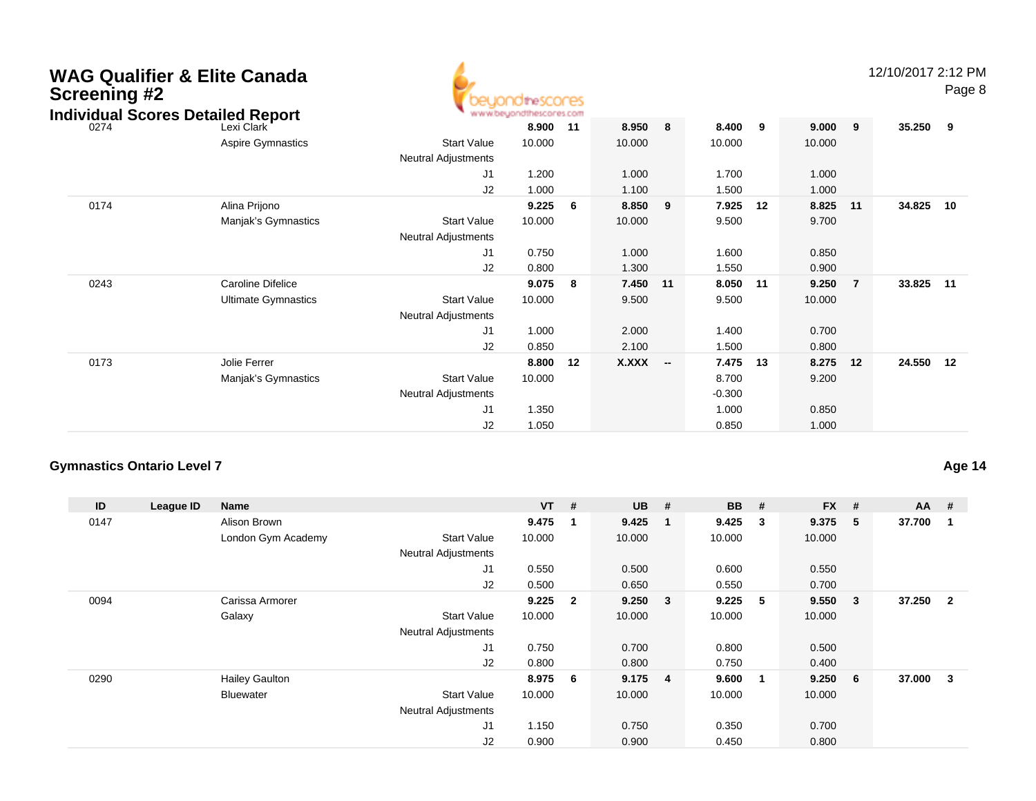# WAG Qualifier & Elite Canada Screening #2

## Individual Scores Detailed Report

| ID | League ID | Name | | VT | # | UB | # | BB | # | FX | # | AA | # |
|---|---|---|---|---|---|---|---|---|---|---|---|---|---|
| 0274 | | Lexi Clark | | **8.900** | **11** | **8.950** | **8** | **8.400** | **9** | **9.000** | **9** | **35.250** | **9** |
| | | Aspire Gymnastics | Start Value | 10.000 | | 10.000 | | 10.000 | | 10.000 | | | |
| | | | Neutral Adjustments | | | | | | | | | | |
| | | | J1 | 1.200 | | 1.000 | | 1.700 | | 1.000 | | | |
| | | | J2 | 1.000 | | 1.100 | | 1.500 | | 1.000 | | | |
| 0174 | | Alina Prijono | | **9.225** | **6** | **8.850** | **9** | **7.925** | **12** | **8.825** | **11** | **34.825** | **10** |
| | | Manjak's Gymnastics | Start Value | 10.000 | | 10.000 | | 9.500 | | 9.700 | | | |
| | | | Neutral Adjustments | | | | | | | | | | |
| | | | J1 | 0.750 | | 1.000 | | 1.600 | | 0.850 | | | |
| | | | J2 | 0.800 | | 1.300 | | 1.550 | | 0.900 | | | |
| 0243 | | Caroline Difelice | | **9.075** | **8** | **7.450** | **11** | **8.050** | **11** | **9.250** | **7** | **33.825** | **11** |
| | | Ultimate Gymnastics | Start Value | 10.000 | | 9.500 | | 9.500 | | 10.000 | | | |
| | | | Neutral Adjustments | | | | | | | | | | |
| | | | J1 | 1.000 | | 2.000 | | 1.400 | | 0.700 | | | |
| | | | J2 | 0.850 | | 2.100 | | 1.500 | | 0.800 | | | |
| 0173 | | Jolie Ferrer | | **8.800** | **12** | **X.XXX** | **--** | **7.475** | **13** | **8.275** | **12** | **24.550** | **12** |
| | | Manjak's Gymnastics | Start Value | 10.000 | | | | 8.700 | | 9.200 | | | |
| | | | Neutral Adjustments | | | | | -0.300 | | | | | |
| | | | J1 | 1.350 | | | | 1.000 | | 0.850 | | | |
| | | | J2 | 1.050 | | | | 0.850 | | 1.000 | | | |

### Gymnastics Ontario Level 7

**Age 14**

| ID | League ID | Name | | VT | # | UB | # | BB | # | FX | # | AA | # |
|---|---|---|---|---|---|---|---|---|---|---|---|---|---|
| 0147 | | Alison Brown | | **9.475** | **1** | **9.425** | **1** | **9.425** | **3** | **9.375** | **5** | **37.700** | **1** |
| | | London Gym Academy | Start Value | 10.000 | | 10.000 | | 10.000 | | 10.000 | | | |
| | | | Neutral Adjustments | | | | | | | | | | |
| | | | J1 | 0.550 | | 0.500 | | 0.600 | | 0.550 | | | |
| | | | J2 | 0.500 | | 0.650 | | 0.550 | | 0.700 | | | |
| 0094 | | Carissa Armorer | | **9.225** | **2** | **9.250** | **3** | **9.225** | **5** | **9.550** | **3** | **37.250** | **2** |
| | | Galaxy | Start Value | 10.000 | | 10.000 | | 10.000 | | 10.000 | | | |
| | | | Neutral Adjustments | | | | | | | | | | |
| | | | J1 | 0.750 | | 0.700 | | 0.800 | | 0.500 | | | |
| | | | J2 | 0.800 | | 0.800 | | 0.750 | | 0.400 | | | |
| 0290 | | Hailey Gaulton | | **8.975** | **6** | **9.175** | **4** | **9.600** | **1** | **9.250** | **6** | **37.000** | **3** |
| | | Bluewater | Start Value | 10.000 | | 10.000 | | 10.000 | | 10.000 | | | |
| | | | Neutral Adjustments | | | | | | | | | | |
| | | | J1 | 1.150 | | 0.750 | | 0.350 | | 0.700 | | | |
| | | | J2 | 0.900 | | 0.900 | | 0.450 | | 0.800 | | | |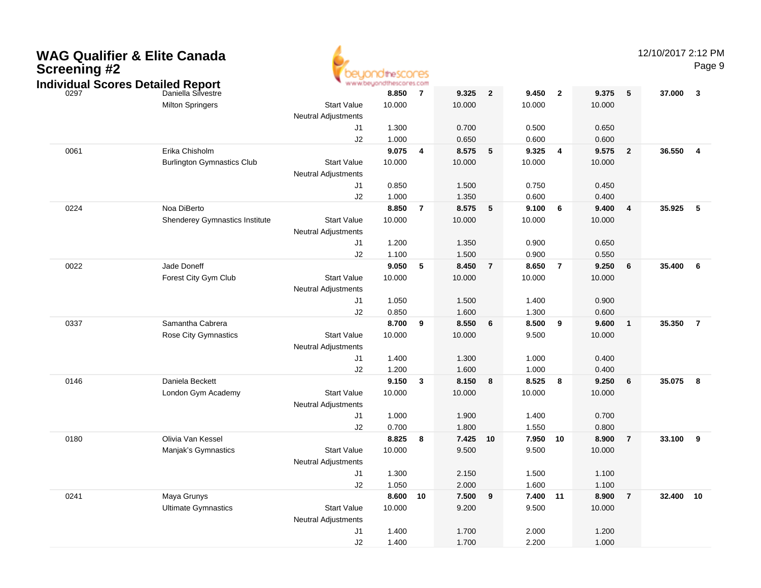# WAG Qualifier & Elite Canada Screening #2

## Individual Scores Detailed Report

12/10/2017 2:12 PM

| # | Name / Club | | Vault | Rk | Bars | Rk | Beam | Rk | Floor | Rk | AA | Rk |
|---|---|---|---|---|---|---|---|---|---|---|---|---|
| 0297 | Daniella Silvestre | | **8.850** | **7** | **9.325** | **2** | **9.450** | **2** | **9.375** | **5** | **37.000** | **3** |
| | Milton Springers | Start Value | 10.000 | | 10.000 | | 10.000 | | 10.000 | | | |
| | | Neutral Adjustments | | | | | | | | | | |
| | | J1 | 1.300 | | 0.700 | | 0.500 | | 0.650 | | | |
| | | J2 | 1.000 | | 0.650 | | 0.600 | | 0.600 | | | |
| 0061 | Erika Chisholm | | **9.075** | **4** | **8.575** | **5** | **9.325** | **4** | **9.575** | **2** | **36.550** | **4** |
| | Burlington Gymnastics Club | Start Value | 10.000 | | 10.000 | | 10.000 | | 10.000 | | | |
| | | Neutral Adjustments | | | | | | | | | | |
| | | J1 | 0.850 | | 1.500 | | 0.750 | | 0.450 | | | |
| | | J2 | 1.000 | | 1.350 | | 0.600 | | 0.400 | | | |
| 0224 | Noa DiBerto | | **8.850** | **7** | **8.575** | **5** | **9.100** | **6** | **9.400** | **4** | **35.925** | **5** |
| | Shenderey Gymnastics Institute | Start Value | 10.000 | | 10.000 | | 10.000 | | 10.000 | | | |
| | | Neutral Adjustments | | | | | | | | | | |
| | | J1 | 1.200 | | 1.350 | | 0.900 | | 0.650 | | | |
| | | J2 | 1.100 | | 1.500 | | 0.900 | | 0.550 | | | |
| 0022 | Jade Doneff | | **9.050** | **5** | **8.450** | **7** | **8.650** | **7** | **9.250** | **6** | **35.400** | **6** |
| | Forest City Gym Club | Start Value | 10.000 | | 10.000 | | 10.000 | | 10.000 | | | |
| | | Neutral Adjustments | | | | | | | | | | |
| | | J1 | 1.050 | | 1.500 | | 1.400 | | 0.900 | | | |
| | | J2 | 0.850 | | 1.600 | | 1.300 | | 0.600 | | | |
| 0337 | Samantha Cabrera | | **8.700** | **9** | **8.550** | **6** | **8.500** | **9** | **9.600** | **1** | **35.350** | **7** |
| | Rose City Gymnastics | Start Value | 10.000 | | 10.000 | | 9.500 | | 10.000 | | | |
| | | Neutral Adjustments | | | | | | | | | | |
| | | J1 | 1.400 | | 1.300 | | 1.000 | | 0.400 | | | |
| | | J2 | 1.200 | | 1.600 | | 1.000 | | 0.400 | | | |
| 0146 | Daniela Beckett | | **9.150** | **3** | **8.150** | **8** | **8.525** | **8** | **9.250** | **6** | **35.075** | **8** |
| | London Gym Academy | Start Value | 10.000 | | 10.000 | | 10.000 | | 10.000 | | | |
| | | Neutral Adjustments | | | | | | | | | | |
| | | J1 | 1.000 | | 1.900 | | 1.400 | | 0.700 | | | |
| | | J2 | 0.700 | | 1.800 | | 1.550 | | 0.800 | | | |
| 0180 | Olivia Van Kessel | | **8.825** | **8** | **7.425** | **10** | **7.950** | **10** | **8.900** | **7** | **33.100** | **9** |
| | Manjak's Gymnastics | Start Value | 10.000 | | 9.500 | | 9.500 | | 10.000 | | | |
| | | Neutral Adjustments | | | | | | | | | | |
| | | J1 | 1.300 | | 2.150 | | 1.500 | | 1.100 | | | |
| | | J2 | 1.050 | | 2.000 | | 1.600 | | 1.100 | | | |
| 0241 | Maya Grunys | | **8.600** | **10** | **7.500** | **9** | **7.400** | **11** | **8.900** | **7** | **32.400** | **10** |
| | Ultimate Gymnastics | Start Value | 10.000 | | 9.200 | | 9.500 | | 10.000 | | | |
| | | Neutral Adjustments | | | | | | | | | | |
| | | J1 | 1.400 | | 1.700 | | 2.000 | | 1.200 | | | |
| | | J2 | 1.400 | | 1.700 | | 2.200 | | 1.000 | | | |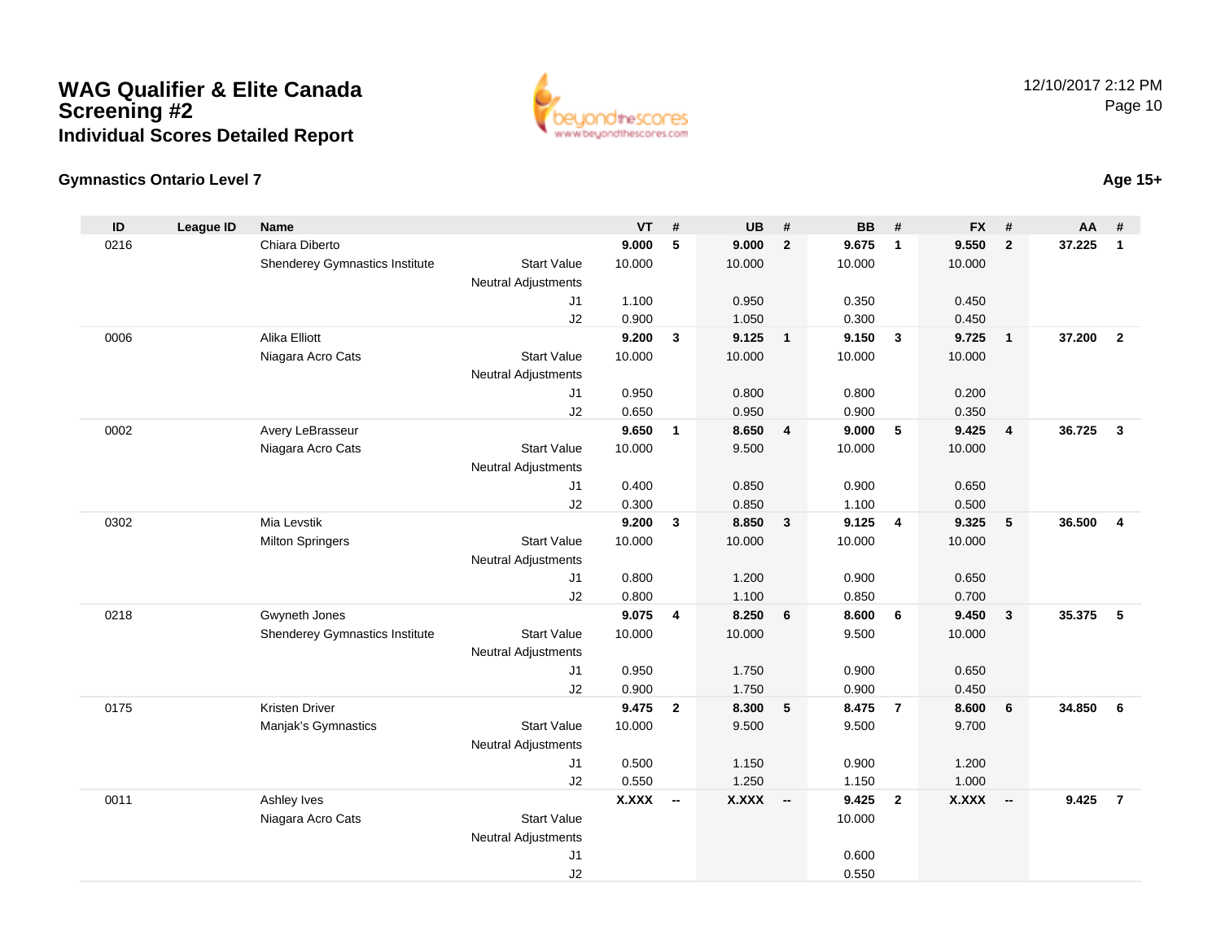# WAG Qualifier & Elite Canada Screening #2

### Individual Scores Detailed Report

12/10/2017 2:12 PM

**Gymnastics Ontario Level 7** **Age 15+**

| ID | League ID | Name | | VT | # | UB | # | BB | # | FX | # | AA | # |
|---|---|---|---|---|---|---|---|---|---|---|---|---|---|
| 0216 | | Chiara Diberto | | **9.000** | **5** | **9.000** | **2** | **9.675** | **1** | **9.550** | **2** | **37.225** | **1** |
| | | Shenderey Gymnastics Institute | Start Value | 10.000 | | 10.000 | | 10.000 | | 10.000 | | | |
| | | | Neutral Adjustments | | | | | | | | | | |
| | | | J1 | 1.100 | | 0.950 | | 0.350 | | 0.450 | | | |
| | | | J2 | 0.900 | | 1.050 | | 0.300 | | 0.450 | | | |
| 0006 | | Alika Elliott | | **9.200** | **3** | **9.125** | **1** | **9.150** | **3** | **9.725** | **1** | **37.200** | **2** |
| | | Niagara Acro Cats | Start Value | 10.000 | | 10.000 | | 10.000 | | 10.000 | | | |
| | | | Neutral Adjustments | | | | | | | | | | |
| | | | J1 | 0.950 | | 0.800 | | 0.800 | | 0.200 | | | |
| | | | J2 | 0.650 | | 0.950 | | 0.900 | | 0.350 | | | |
| 0002 | | Avery LeBrasseur | | **9.650** | **1** | **8.650** | **4** | **9.000** | **5** | **9.425** | **4** | **36.725** | **3** |
| | | Niagara Acro Cats | Start Value | 10.000 | | 9.500 | | 10.000 | | 10.000 | | | |
| | | | Neutral Adjustments | | | | | | | | | | |
| | | | J1 | 0.400 | | 0.850 | | 0.900 | | 0.650 | | | |
| | | | J2 | 0.300 | | 0.850 | | 1.100 | | 0.500 | | | |
| 0302 | | Mia Levstik | | **9.200** | **3** | **8.850** | **3** | **9.125** | **4** | **9.325** | **5** | **36.500** | **4** |
| | | Milton Springers | Start Value | 10.000 | | 10.000 | | 10.000 | | 10.000 | | | |
| | | | Neutral Adjustments | | | | | | | | | | |
| | | | J1 | 0.800 | | 1.200 | | 0.900 | | 0.650 | | | |
| | | | J2 | 0.800 | | 1.100 | | 0.850 | | 0.700 | | | |
| 0218 | | Gwyneth Jones | | **9.075** | **4** | **8.250** | **6** | **8.600** | **6** | **9.450** | **3** | **35.375** | **5** |
| | | Shenderey Gymnastics Institute | Start Value | 10.000 | | 10.000 | | 9.500 | | 10.000 | | | |
| | | | Neutral Adjustments | | | | | | | | | | |
| | | | J1 | 0.950 | | 1.750 | | 0.900 | | 0.650 | | | |
| | | | J2 | 0.900 | | 1.750 | | 0.900 | | 0.450 | | | |
| 0175 | | Kristen Driver | | **9.475** | **2** | **8.300** | **5** | **8.475** | **7** | **8.600** | **6** | **34.850** | **6** |
| | | Manjak's Gymnastics | Start Value | 10.000 | | 9.500 | | 9.500 | | 9.700 | | | |
| | | | Neutral Adjustments | | | | | | | | | | |
| | | | J1 | 0.500 | | 1.150 | | 0.900 | | 1.200 | | | |
| | | | J2 | 0.550 | | 1.250 | | 1.150 | | 1.000 | | | |
| 0011 | | Ashley Ives | | **X.XXX** | **--** | **X.XXX** | **--** | **9.425** | **2** | **X.XXX** | **--** | **9.425** | **7** |
| | | Niagara Acro Cats | Start Value | | | | | 10.000 | | | | | |
| | | | Neutral Adjustments | | | | | | | | | | |
| | | | J1 | | | | | 0.600 | | | | | |
| | | | J2 | | | | | 0.550 | | | | | |